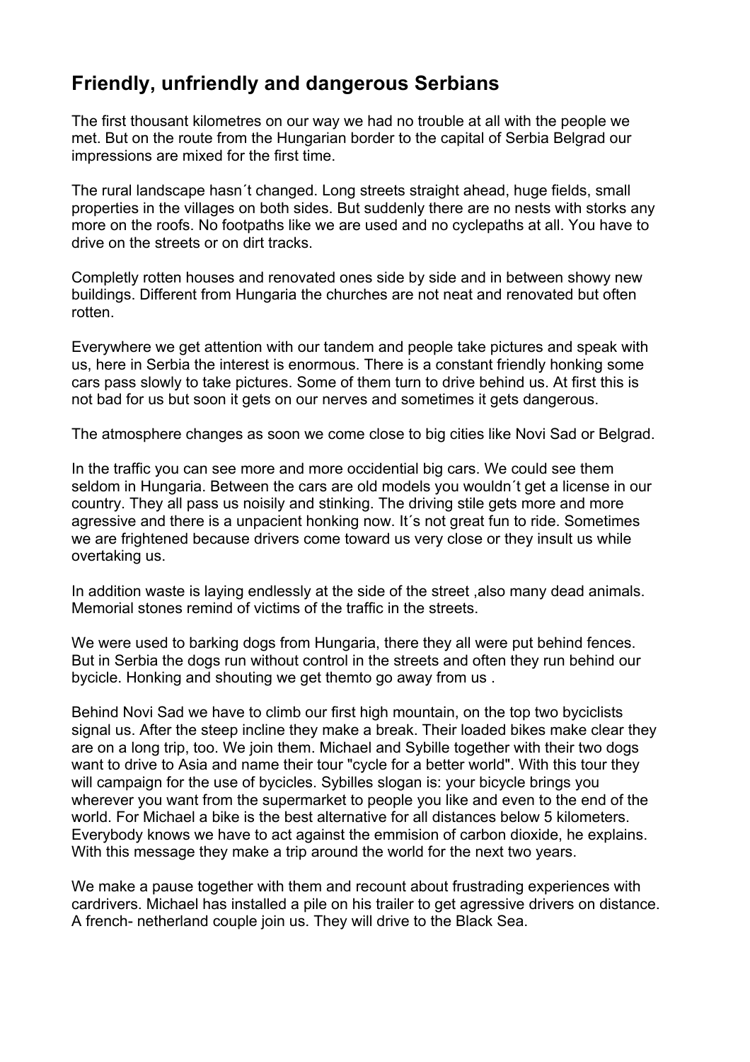## Friendly, unfriendly and dangerous Serbians

The first thousant kilometres on our way we had no trouble at all with the people we met. But on the route from the Hungarian border to the capital of Serbia Belgrad our impressions are mixed for the first time.

The rural landscape hasn´t changed. Long streets straight ahead, huge fields, small properties in the villages on both sides. But suddenly there are no nests with storks any more on the roofs. No footpaths like we are used and no cyclepaths at all. You have to drive on the streets or on dirt tracks.

Completly rotten houses and renovated ones side by side and in between showy new buildings. Different from Hungaria the churches are not neat and renovated but often rotten.

Everywhere we get attention with our tandem and people take pictures and speak with us, here in Serbia the interest is enormous. There is a constant friendly honking some cars pass slowly to take pictures. Some of them turn to drive behind us. At first this is not bad for us but soon it gets on our nerves and sometimes it gets dangerous.

The atmosphere changes as soon we come close to big cities like Novi Sad or Belgrad.

In the traffic you can see more and more occidential big cars. We could see them seldom in Hungaria. Between the cars are old models you wouldn´t get a license in our country. They all pass us noisily and stinking. The driving stile gets more and more agressive and there is a unpacient honking now. It´s not great fun to ride. Sometimes we are frightened because drivers come toward us very close or they insult us while overtaking us.

In addition waste is laying endlessly at the side of the street ,also many dead animals. Memorial stones remind of victims of the traffic in the streets.

We were used to barking dogs from Hungaria, there they all were put behind fences. But in Serbia the dogs run without control in the streets and often they run behind our bycicle. Honking and shouting we get themto go away from us .

Behind Novi Sad we have to climb our first high mountain, on the top two byciclists signal us. After the steep incline they make a break. Their loaded bikes make clear they are on a long trip, too. We join them. Michael and Sybille together with their two dogs want to drive to Asia and name their tour "cycle for a better world". With this tour they will campaign for the use of bycicles. Sybilles slogan is: your bicycle brings you wherever you want from the supermarket to people you like and even to the end of the world. For Michael a bike is the best alternative for all distances below 5 kilometers. Everybody knows we have to act against the emmision of carbon dioxide, he explains. With this message they make a trip around the world for the next two years.

We make a pause together with them and recount about frustrading experiences with cardrivers. Michael has installed a pile on his trailer to get agressive drivers on distance. A french- netherland couple join us. They will drive to the Black Sea.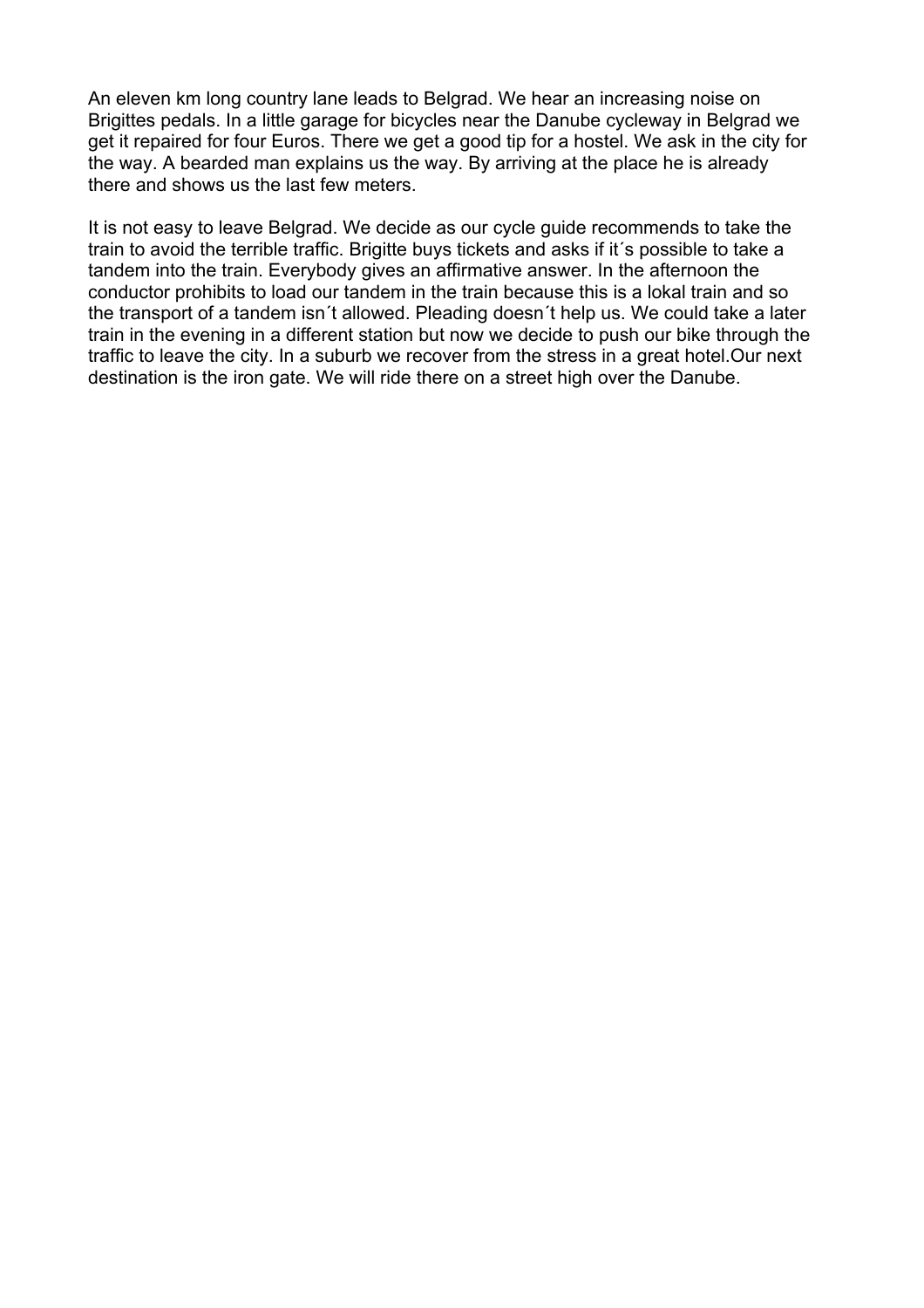An eleven km long country lane leads to Belgrad. We hear an increasing noise on Brigittes pedals. In a little garage for bicycles near the Danube cycleway in Belgrad we get it repaired for four Euros. There we get a good tip for a hostel. We ask in the city for the way. A bearded man explains us the way. By arriving at the place he is already there and shows us the last few meters.

It is not easy to leave Belgrad. We decide as our cycle guide recommends to take the train to avoid the terrible traffic. Brigitte buys tickets and asks if it´s possible to take a tandem into the train. Everybody gives an affirmative answer. In the afternoon the conductor prohibits to load our tandem in the train because this is a lokal train and so the transport of a tandem isn´t allowed. Pleading doesn´t help us. We could take a later train in the evening in a different station but now we decide to push our bike through the traffic to leave the city. In a suburb we recover from the stress in a great hotel.Our next destination is the iron gate. We will ride there on a street high over the Danube.